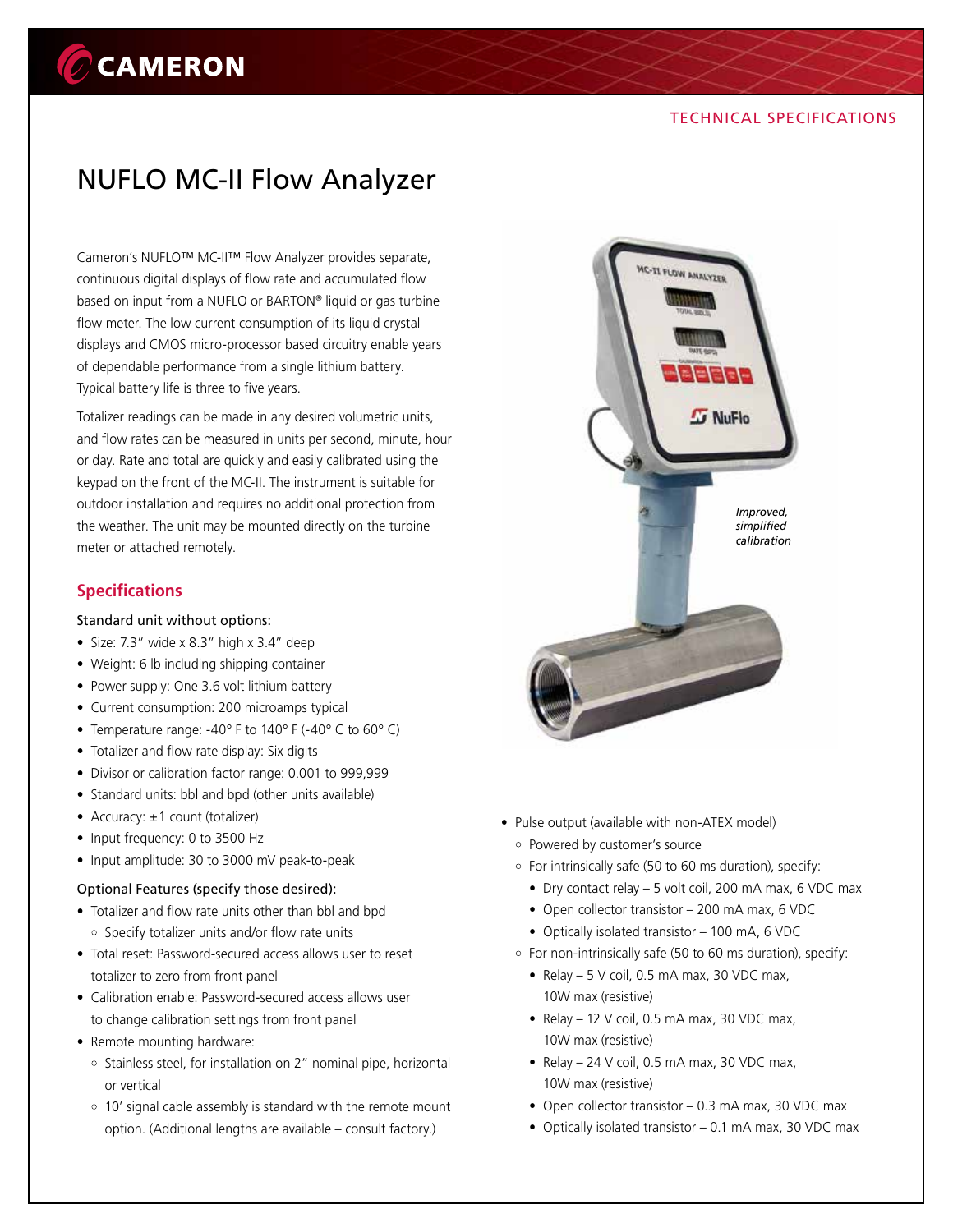# NUFLO MC-II Flow Analyzer

Cameron's NUFLO™ MC-II™ Flow Analyzer provides separate, continuous digital displays of flow rate and accumulated flow based on input from a NUFLO or BARTON® liquid or gas turbine flow meter. The low current consumption of its liquid crystal displays and CMOS micro-processor based circuitry enable years of dependable performance from a single lithium battery. Typical battery life is three to five years.

Totalizer readings can be made in any desired volumetric units, and flow rates can be measured in units per second, minute, hour or day. Rate and total are quickly and easily calibrated using the keypad on the front of the MC-II. The instrument is suitable for outdoor installation and requires no additional protection from the weather. The unit may be mounted directly on the turbine meter or attached remotely.

*Improved, simplified calibration*

## Specifications

Standard unit without options:

- Size: 7.3" wide x 8.3" high x 3.4" deep
- Weight: 6 lb including shipping container
- Power supply: One 3.6 volt lithium battery
- Current consumption: 200 microamps typical
- Temperature range: -40° F to 140° F (-40° C to 60° C)
- Totalizer and flow rate display: Six digits
- Divisor or calibration factor range: 0.001 to 999,999
- Standard units: bbl and bpd (other units available)
- Accuracy: ±1 count (totalizer)
- Input frequency: 0 to 3500 Hz
- Input amplitude: 30 to 3000 mV peak-to-peak

Optional Features (specify those desired):

- Totalizer and flow rate units other than bbl and bpd
  - Specify totalizer units and/or flow rate units
- Total reset: Password-secured access allows user to reset totalizer to zero from front panel
- Calibration enable: Password-secured access allows user to change calibration settings from front panel
- Remote mounting hardware:
  - Stainless steel, for installation on 2" nominal pipe, horizontal or vertical
  - 10' signal cable assembly is standard with the remote mount option. (Additional lengths are available – consult factory.)
- Pulse output (available with non-ATEX model)
  - Powered by customer's source
  - For intrinsically safe (50 to 60 ms duration), specify:
    - Dry contact relay – 5 volt coil, 200 mA max, 6 VDC max
    - Open collector transistor – 200 mA max, 6 VDC
    - Optically isolated transistor – 100 mA, 6 VDC
  - For non-intrinsically safe (50 to 60 ms duration), specify:
    - Relay – 5 V coil, 0.5 mA max, 30 VDC max, 10W max (resistive)
    - Relay – 12 V coil, 0.5 mA max, 30 VDC max, 10W max (resistive)
    - Relay – 24 V coil, 0.5 mA max, 30 VDC max, 10W max (resistive)
    - Open collector transistor – 0.3 mA max, 30 VDC max
    - Optically isolated transistor – 0.1 mA max, 30 VDC max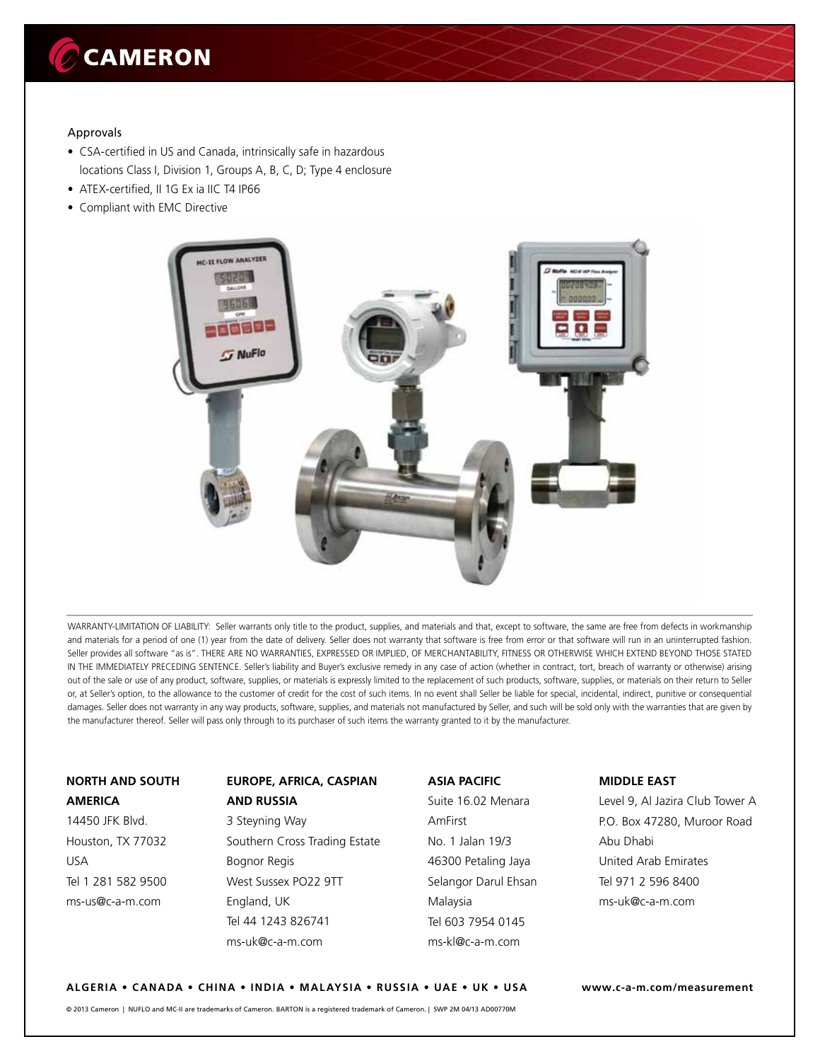## Approvals

- CSA-certified in US and Canada, intrinsically safe in hazardous locations Class I, Division 1, Groups A, B, C, D; Type 4 enclosure
- ATEX-certified, II 1G Ex ia IIC T4 IP66
- Compliant with EMC Directive

WARRANTY-LIMITATION OF LIABILITY: Seller warrants only title to the product, supplies, and materials and that, except to software, the same are free from defects in workmanship and materials for a period of one (1) year from the date of delivery. Seller does not warranty that software is free from error or that software will run in an uninterrupted fashion. Seller provides all software "as is". THERE ARE NO WARRANTIES, EXPRESSED OR IMPLIED, OF MERCHANTABILITY, FITNESS OR OTHERWISE WHICH EXTEND BEYOND THOSE STATED IN THE IMMEDIATELY PRECEDING SENTENCE. Seller's liability and Buyer's exclusive remedy in any case of action (whether in contract, tort, breach of warranty or otherwise) arising out of the sale or use of any product, software, supplies, or materials is expressly limited to the replacement of such products, software, supplies, or materials on their return to Seller or, at Seller's option, to the allowance to the customer of credit for the cost of such items. In no event shall Seller be liable for special, incidental, indirect, punitive or consequential damages. Seller does not warranty in any way products, software, supplies, and materials not manufactured by Seller, and such will be sold only with the warranties that are given by the manufacturer thereof. Seller will pass only through to its purchaser of such items the warranty granted to it by the manufacturer.

**NORTH AND SOUTH AMERICA**
14450 JFK Blvd.
Houston, TX 77032
USA
Tel 1 281 582 9500
ms-us@c-a-m.com

**EUROPE, AFRICA, CASPIAN AND RUSSIA**
3 Steyning Way
Southern Cross Trading Estate
Bognor Regis
West Sussex PO22 9TT
England, UK
Tel 44 1243 826741
ms-uk@c-a-m.com

**ASIA PACIFIC**
Suite 16.02 Menara AmFirst
No. 1 Jalan 19/3
46300 Petaling Jaya
Selangor Darul Ehsan
Malaysia
Tel 603 7954 0145
ms-kl@c-a-m.com

**MIDDLE EAST**
Level 9, Al Jazira Club Tower A
P.O. Box 47280, Muroor Road
Abu Dhabi
United Arab Emirates
Tel 971 2 596 8400
ms-uk@c-a-m.com

**ALGERIA • CANADA • CHINA • INDIA • MALAYSIA • RUSSIA • UAE • UK • USA**

**www.c-a-m.com/measurement**

© 2013 Cameron | NUFLO and MC-II are trademarks of Cameron. BARTON is a registered trademark of Cameron. | SWP 2M 04/13 AD00770M